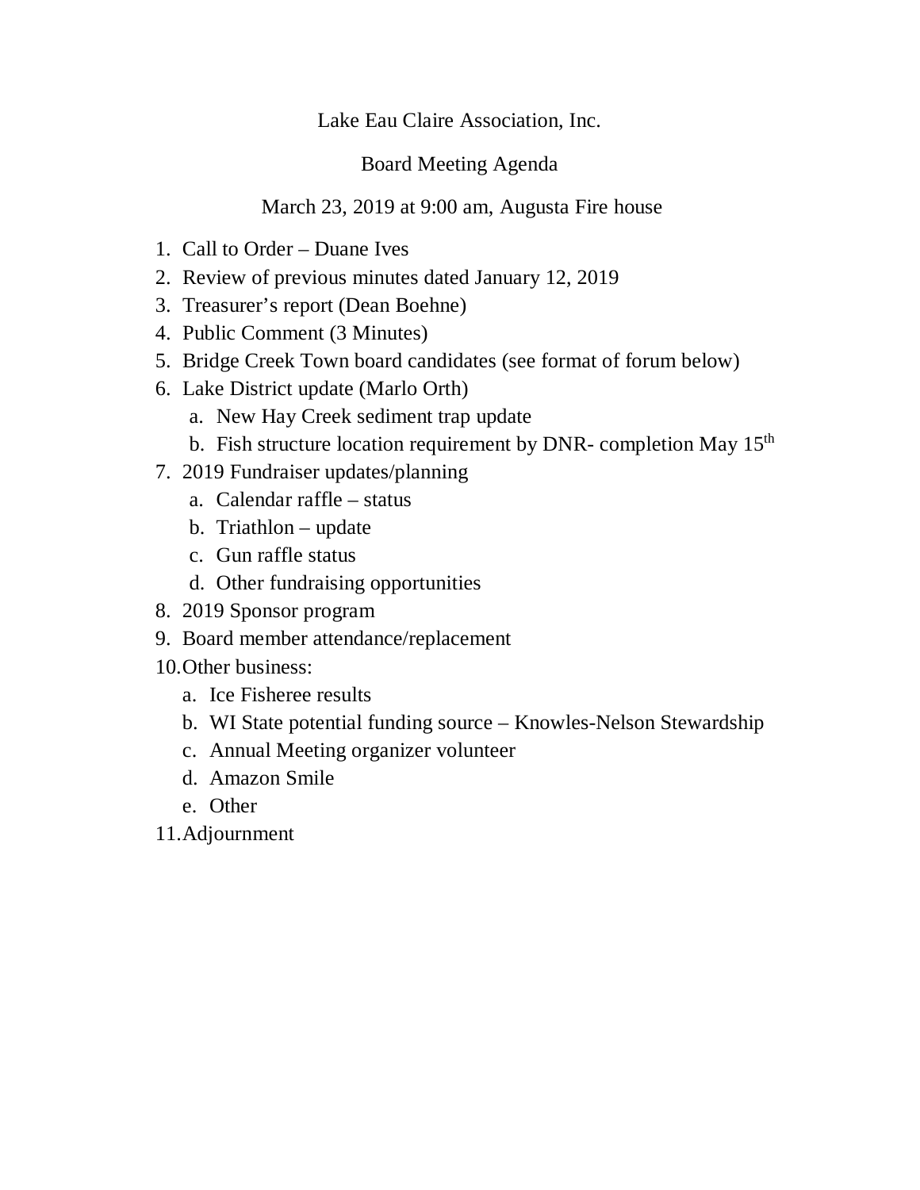Lake Eau Claire Association, Inc.

Board Meeting Agenda

March 23, 2019 at 9:00 am, Augusta Fire house

1. Call to Order – Duane Ives
2. Review of previous minutes dated January 12, 2019
3. Treasurer's report (Dean Boehne)
4. Public Comment (3 Minutes)
5. Bridge Creek Town board candidates (see format of forum below)
6. Lake District update (Marlo Orth)
   a. New Hay Creek sediment trap update
   b. Fish structure location requirement by DNR- completion May 15th
7. 2019 Fundraiser updates/planning
   a. Calendar raffle – status
   b. Triathlon – update
   c. Gun raffle status
   d. Other fundraising opportunities
8. 2019 Sponsor program
9. Board member attendance/replacement
10. Other business:
    a. Ice Fisheree results
    b. WI State potential funding source – Knowles-Nelson Stewardship
    c. Annual Meeting organizer volunteer
    d. Amazon Smile
    e. Other
11. Adjournment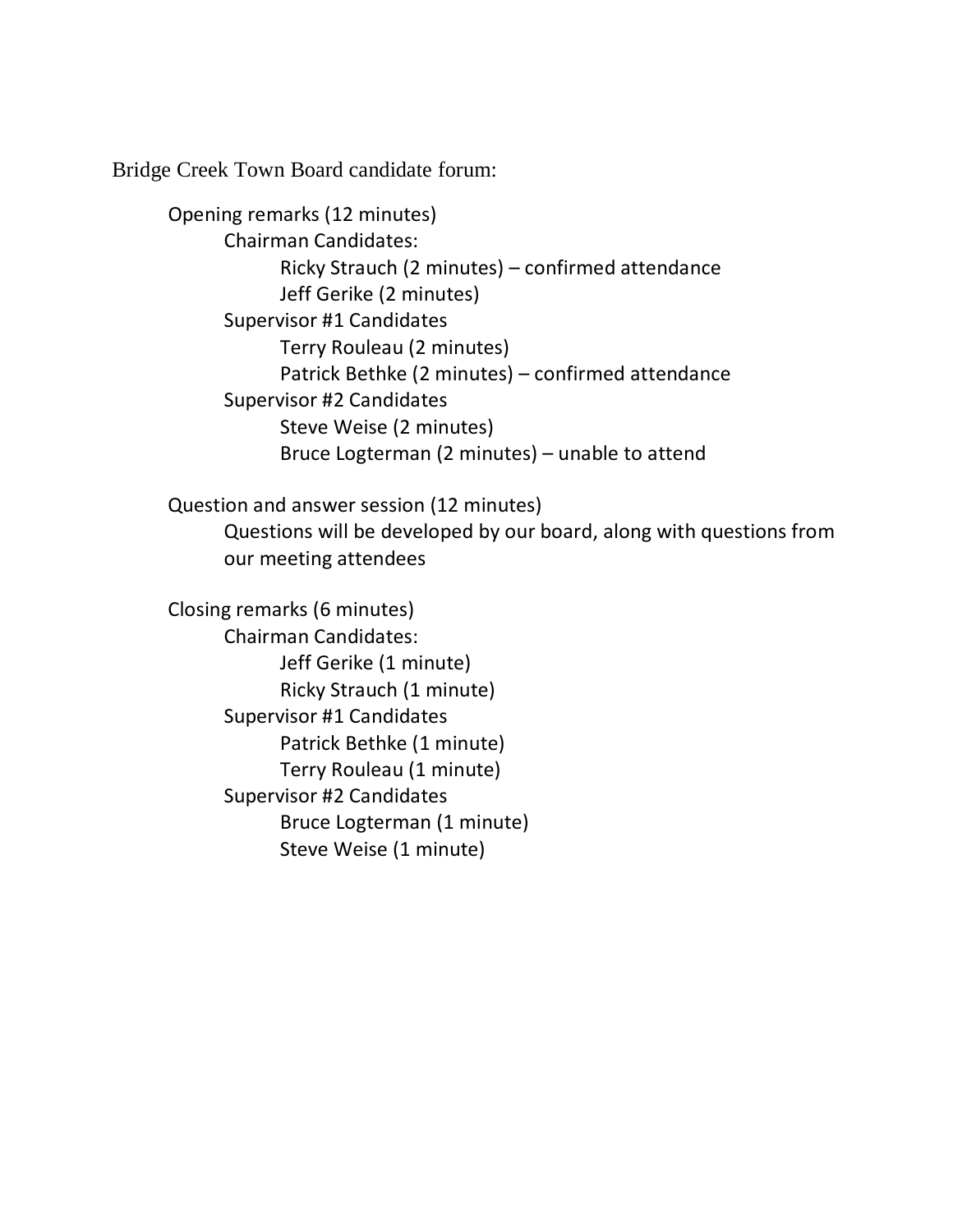Bridge Creek Town Board candidate forum:

- Opening remarks (12 minutes)
  - Chairman Candidates:
    - Ricky Strauch (2 minutes) – confirmed attendance
    - Jeff Gerike (2 minutes)
  - Supervisor #1 Candidates
    - Terry Rouleau (2 minutes)
    - Patrick Bethke (2 minutes) – confirmed attendance
  - Supervisor #2 Candidates
    - Steve Weise (2 minutes)
    - Bruce Logterman (2 minutes) – unable to attend

- Question and answer session (12 minutes)
  - Questions will be developed by our board, along with questions from our meeting attendees

- Closing remarks (6 minutes)
  - Chairman Candidates:
    - Jeff Gerike (1 minute)
    - Ricky Strauch (1 minute)
  - Supervisor #1 Candidates
    - Patrick Bethke (1 minute)
    - Terry Rouleau (1 minute)
  - Supervisor #2 Candidates
    - Bruce Logterman (1 minute)
    - Steve Weise (1 minute)